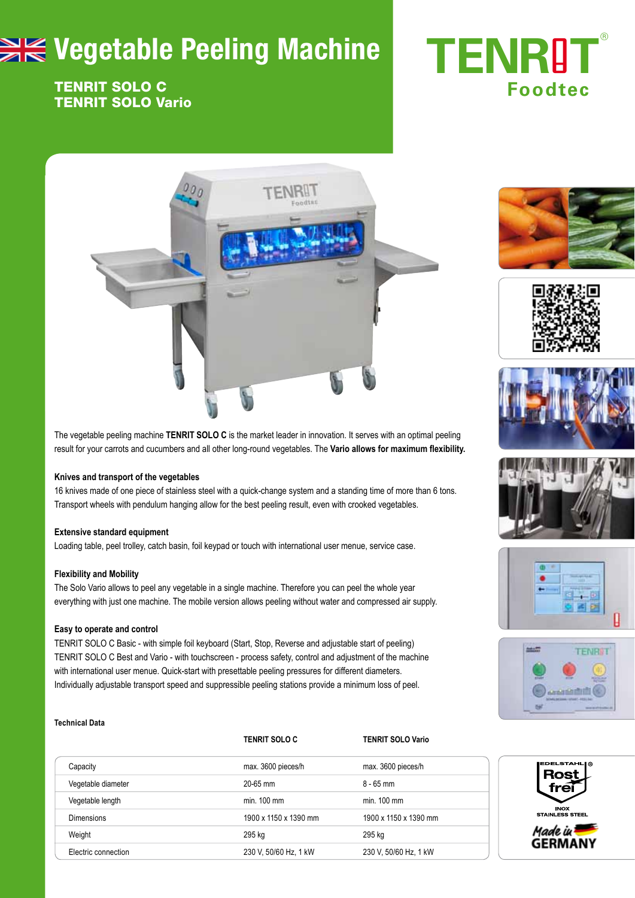# Vegetable Peeling Machine

**TENRIT SOLO C**
**TENRIT SOLO Vario**

TENRIT Foodtec

The vegetable peeling machine **TENRIT SOLO C** is the market leader in innovation. It serves with an optimal peeling result for your carrots and cucumbers and all other long-round vegetables. The **Vario allows for maximum flexibility.**

### Knives and transport of the vegetables

16 knives made of one piece of stainless steel with a quick-change system and a standing time of more than 6 tons. Transport wheels with pendulum hanging allow for the best peeling result, even with crooked vegetables.

### Extensive standard equipment

Loading table, peel trolley, catch basin, foil keypad or touch with international user menue, service case.

### Flexibility and Mobility

The Solo Vario allows to peel any vegetable in a single machine. Therefore you can peel the whole year everything with just one machine. The mobile version allows peeling without water and compressed air supply.

### Easy to operate and control

TENRIT SOLO C Basic - with simple foil keyboard (Start, Stop, Reverse and adjustable start of peeling)
TENRIT SOLO C Best and Vario - with touchscreen - process safety, control and adjustment of the machine with international user menue. Quick-start with presettable peeling pressures for different diameters. Individually adjustable transport speed and suppressible peeling stations provide a minimum loss of peel.

### Technical Data

| | TENRIT SOLO C | TENRIT SOLO Vario |
|---|---|---|
| Capacity | max. 3600 pieces/h | max. 3600 pieces/h |
| Vegetable diameter | 20-65 mm | 8 - 65 mm |
| Vegetable length | min. 100 mm | min. 100 mm |
| Dimensions | 1900 x 1150 x 1390 mm | 1900 x 1150 x 1390 mm |
| Weight | 295 kg | 295 kg |
| Electric connection | 230 V, 50/60 Hz, 1 kW | 230 V, 50/60 Hz, 1 kW |

EDELSTAHL Rost frei – INOX STAINLESS STEEL

Made in GERMANY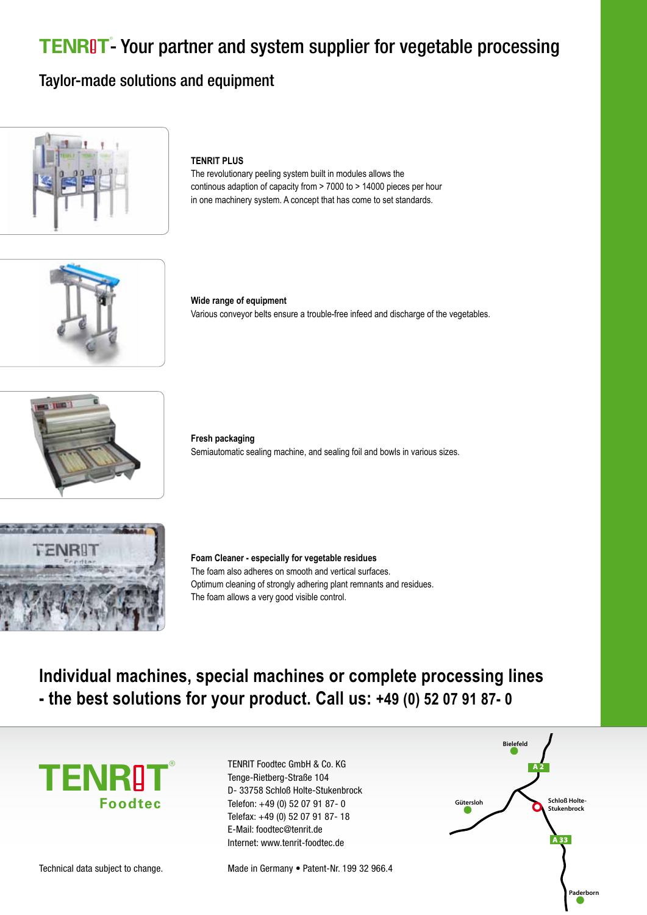# TENRIT® - Your partner and system supplier for vegetable processing

## Taylor-made solutions and equipment

**TENRIT PLUS**
The revolutionary peeling system built in modules allows the continous adaption of capacity from > 7000 to > 14000 pieces per hour in one machinery system. A concept that has come to set standards.

**Wide range of equipment**
Various conveyor belts ensure a trouble-free infeed and discharge of the vegetables.

**Fresh packaging**
Semiautomatic sealing machine, and sealing foil and bowls in various sizes.

**Foam Cleaner - especially for vegetable residues**
The foam also adheres on smooth and vertical surfaces.
Optimum cleaning of strongly adhering plant remnants and residues.
The foam allows a very good visible control.

## Individual machines, special machines or complete processing lines - the best solutions for your product. Call us: +49 (0) 52 07 91 87- 0

TENRIT® Foodtec

TENRIT Foodtec GmbH & Co. KG
Tenge-Rietberg-Straße 104
D- 33758 Schloß Holte-Stukenbrock
Telefon: +49 (0) 52 07 91 87- 0
Telefax: +49 (0) 52 07 91 87- 18
E-Mail: foodtec@tenrit.de
Internet: www.tenrit-foodtec.de

Bielefeld
A 2
Gütersloh
Schloß Holte-Stukenbrock
A 33
Paderborn

Technical data subject to change.

Made in Germany • Patent-Nr. 199 32 966.4